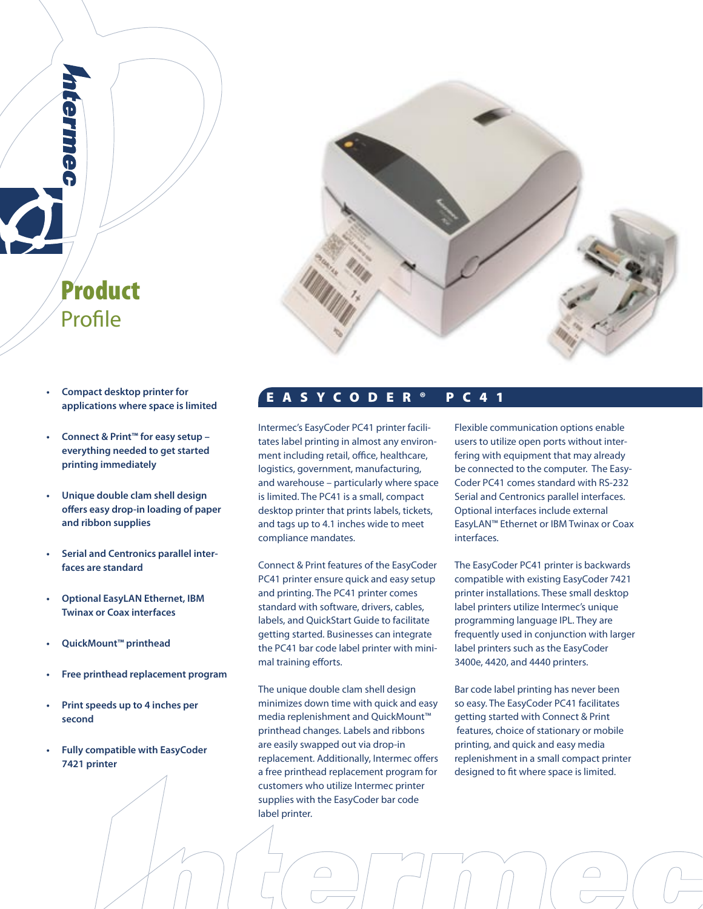# Product Profile

- **Compact desktop printer for applications where space is limited**
- **Connect & Print™ for easy setup – everything needed to get started printing immediately**
- **Unique double clam shell design offers easy drop-in loading of paper and ribbon supplies**
- **Serial and Centronics parallel interfaces are standard**
- **Optional EasyLAN Ethernet, IBM Twinax or Coax interfaces**
- **QuickMount™ printhead**
- **Free printhead replacement program**
- **Print speeds up to 4 inches per second**
- **Fully compatible with EasyCoder 7421 printer**

## EASYCODER® PC41

Intermec's EasyCoder PC41 printer facilitates label printing in almost any environment including retail, office, healthcare, logistics, government, manufacturing, and warehouse – particularly where space is limited. The PC41 is a small, compact desktop printer that prints labels, tickets, and tags up to 4.1 inches wide to meet compliance mandates.

Connect & Print features of the EasyCoder PC41 printer ensure quick and easy setup and printing. The PC41 printer comes standard with software, drivers, cables, labels, and QuickStart Guide to facilitate getting started. Businesses can integrate the PC41 bar code label printer with minimal training efforts.

The unique double clam shell design minimizes down time with quick and easy media replenishment and QuickMount™ printhead changes. Labels and ribbons are easily swapped out via drop-in replacement. Additionally, Intermec offers a free printhead replacement program for customers who utilize Intermec printer supplies with the EasyCoder bar code label printer.

Flexible communication options enable users to utilize open ports without interfering with equipment that may already be connected to the computer. The EasyCoder PC41 comes standard with RS-232 Serial and Centronics parallel interfaces. Optional interfaces include external EasyLAN™ Ethernet or IBM Twinax or Coax interfaces.

The EasyCoder PC41 printer is backwards compatible with existing EasyCoder 7421 printer installations. These small desktop label printers utilize Intermec's unique programming language IPL. They are frequently used in conjunction with larger label printers such as the EasyCoder 3400e, 4420, and 4440 printers.

Bar code label printing has never been so easy. The EasyCoder PC41 facilitates getting started with Connect & Print features, choice of stationary or mobile printing, and quick and easy media replenishment in a small compact printer designed to fit where space is limited.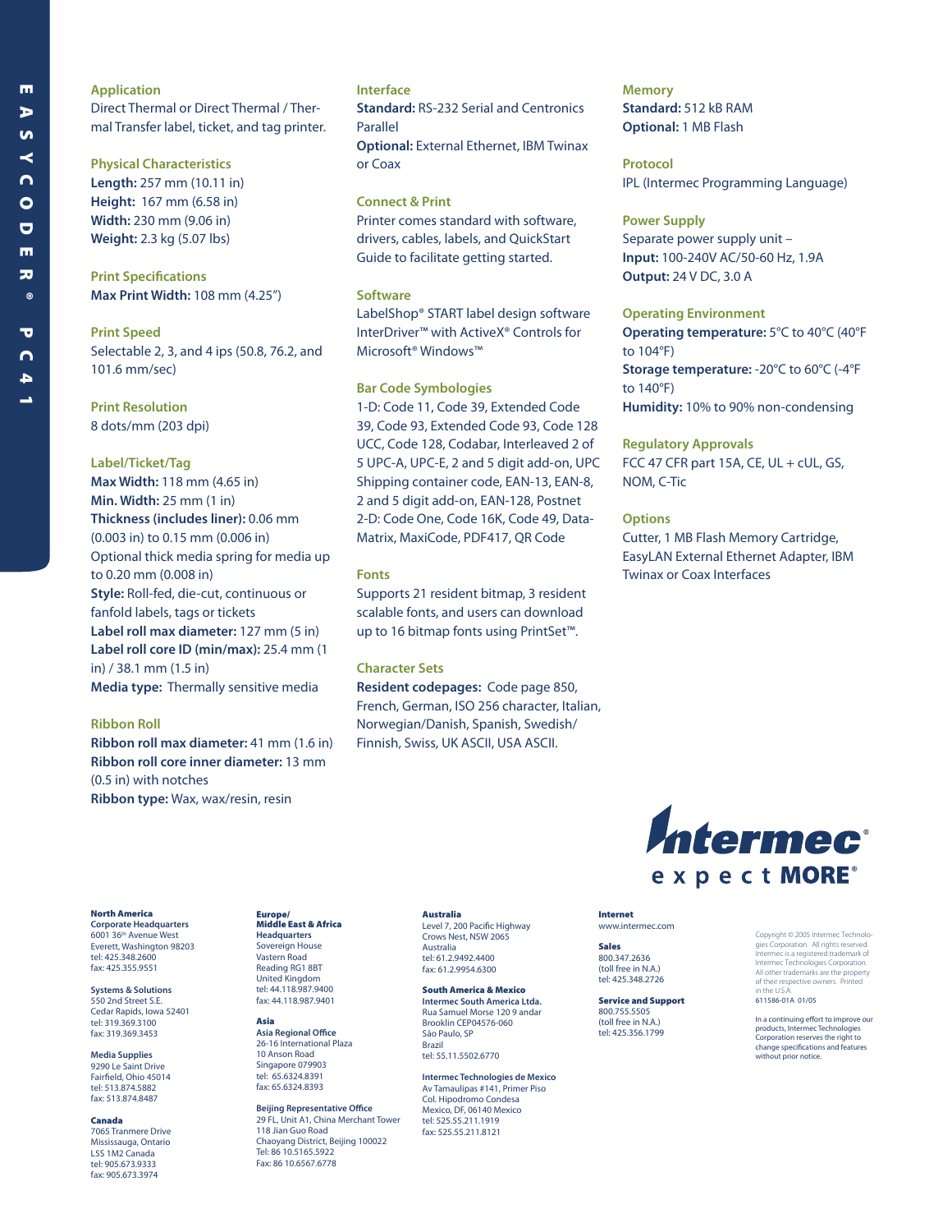EASYCODER® PC41

## Application

Direct Thermal or Direct Thermal / Thermal Transfer label, ticket, and tag printer.

## Physical Characteristics

**Length:** 257 mm (10.11 in)
**Height:** 167 mm (6.58 in)
**Width:** 230 mm (9.06 in)
**Weight:** 2.3 kg (5.07 lbs)

## Print Specifications

**Max Print Width:** 108 mm (4.25")

## Print Speed

Selectable 2, 3, and 4 ips (50.8, 76.2, and 101.6 mm/sec)

## Print Resolution

8 dots/mm (203 dpi)

## Label/Ticket/Tag

**Max Width:** 118 mm (4.65 in)
**Min. Width:** 25 mm (1 in)
**Thickness (includes liner):** 0.06 mm (0.003 in) to 0.15 mm (0.006 in)
Optional thick media spring for media up to 0.20 mm (0.008 in)
**Style:** Roll-fed, die-cut, continuous or fanfold labels, tags or tickets
**Label roll max diameter:** 127 mm (5 in)
**Label roll core ID (min/max):** 25.4 mm (1 in) / 38.1 mm (1.5 in)
**Media type:** Thermally sensitive media

## Ribbon Roll

**Ribbon roll max diameter:** 41 mm (1.6 in)
**Ribbon roll core inner diameter:** 13 mm (0.5 in) with notches
**Ribbon type:** Wax, wax/resin, resin

## Interface

**Standard:** RS-232 Serial and Centronics Parallel
**Optional:** External Ethernet, IBM Twinax or Coax

## Connect & Print

Printer comes standard with software, drivers, cables, labels, and QuickStart Guide to facilitate getting started.

## Software

LabelShop® START label design software
InterDriver™ with ActiveX® Controls for Microsoft® Windows™

## Bar Code Symbologies

1-D: Code 11, Code 39, Extended Code 39, Code 93, Extended Code 93, Code 128 UCC, Code 128, Codabar, Interleaved 2 of 5 UPC-A, UPC-E, 2 and 5 digit add-on, UPC Shipping container code, EAN-13, EAN-8, 2 and 5 digit add-on, EAN-128, Postnet
2-D: Code One, Code 16K, Code 49, DataMatrix, MaxiCode, PDF417, QR Code

## Fonts

Supports 21 resident bitmap, 3 resident scalable fonts, and users can download up to 16 bitmap fonts using PrintSet™.

## Character Sets

**Resident codepages:** Code page 850, French, German, ISO 256 character, Italian, Norwegian/Danish, Spanish, Swedish/Finnish, Swiss, UK ASCII, USA ASCII.

## Memory

**Standard:** 512 kB RAM
**Optional:** 1 MB Flash

## Protocol

IPL (Intermec Programming Language)

## Power Supply

Separate power supply unit –
**Input:** 100-240V AC/50-60 Hz, 1.9A
**Output:** 24 V DC, 3.0 A

## Operating Environment

**Operating temperature:** 5°C to 40°C (40°F to 104°F)
**Storage temperature:** -20°C to 60°C (-4°F to 140°F)
**Humidity:** 10% to 90% non-condensing

## Regulatory Approvals

FCC 47 CFR part 15A, CE, UL + cUL, GS, NOM, C-Tic

## Options

Cutter, 1 MB Flash Memory Cartridge, EasyLAN External Ethernet Adapter, IBM Twinax or Coax Interfaces

Intermec®
expect MORE®

**North America**
**Corporate Headquarters**
6001 36th Avenue West
Everett, Washington 98203
tel: 425.348.2600
fax: 425.355.9551

**Systems & Solutions**
550 2nd Street S.E.
Cedar Rapids, Iowa 52401
tel: 319.369.3100
fax: 319.369.3453

**Media Supplies**
9290 Le Saint Drive
Fairfield, Ohio 45014
tel: 513.874.5882
fax: 513.874.8487

**Canada**
7065 Tranmere Drive
Mississauga, Ontario
L5S 1M2 Canada
tel: 905.673.9333
fax: 905.673.3974

**Europe/ Middle East & Africa Headquarters**
Sovereign House
Vastern Road
Reading RG1 8BT
United Kingdom
tel: 44.118.987.9400
fax: 44.118.987.9401

**Asia**
**Asia Regional Office**
26-16 International Plaza
10 Anson Road
Singapore 079903
tel: 65.6324.8391
fax: 65.6324.8393

**Beijing Representative Office**
29 FL, Unit A1, China Merchant Tower
118 Jian Guo Road
Chaoyang District, Beijing 100022
Tel: 86 10.5165.5922
Fax: 86 10.6567.6778

**Australia**
Level 7, 200 Pacific Highway
Crows Nest, NSW 2065
Australia
tel: 61.2.9492.4400
fax: 61.2.9954.6300

**South America & Mexico**
**Intermec South America Ltda.**
Rua Samuel Morse 120 9 andar
Brooklin CEP04576-060
São Paulo, SP
Brazil
tel: 55.11.5502.6770

**Intermec Technologies de Mexico**
Av Tamaulipas #141, Primer Piso
Col. Hipodromo Condesa
Mexico, DF, 06140 Mexico
tel: 525.55.211.1919
fax: 525.55.211.8121

**Internet**
www.intermec.com

**Sales**
800.347.2636
(toll free in N.A.)
tel: 425.348.2726

**Service and Support**
800.755.5505
(toll free in N.A.)
tel: 425.356.1799

Copyright © 2005 Intermec Technologies Corporation. All rights reserved. Intermec is a registered trademark of Intermec Technologies Corporation. All other trademarks are the property of their respective owners. Printed in the U.S.A.
611586-01A 01/05

In a continuing effort to improve our products, Intermec Technologies Corporation reserves the right to change specifications and features without prior notice.